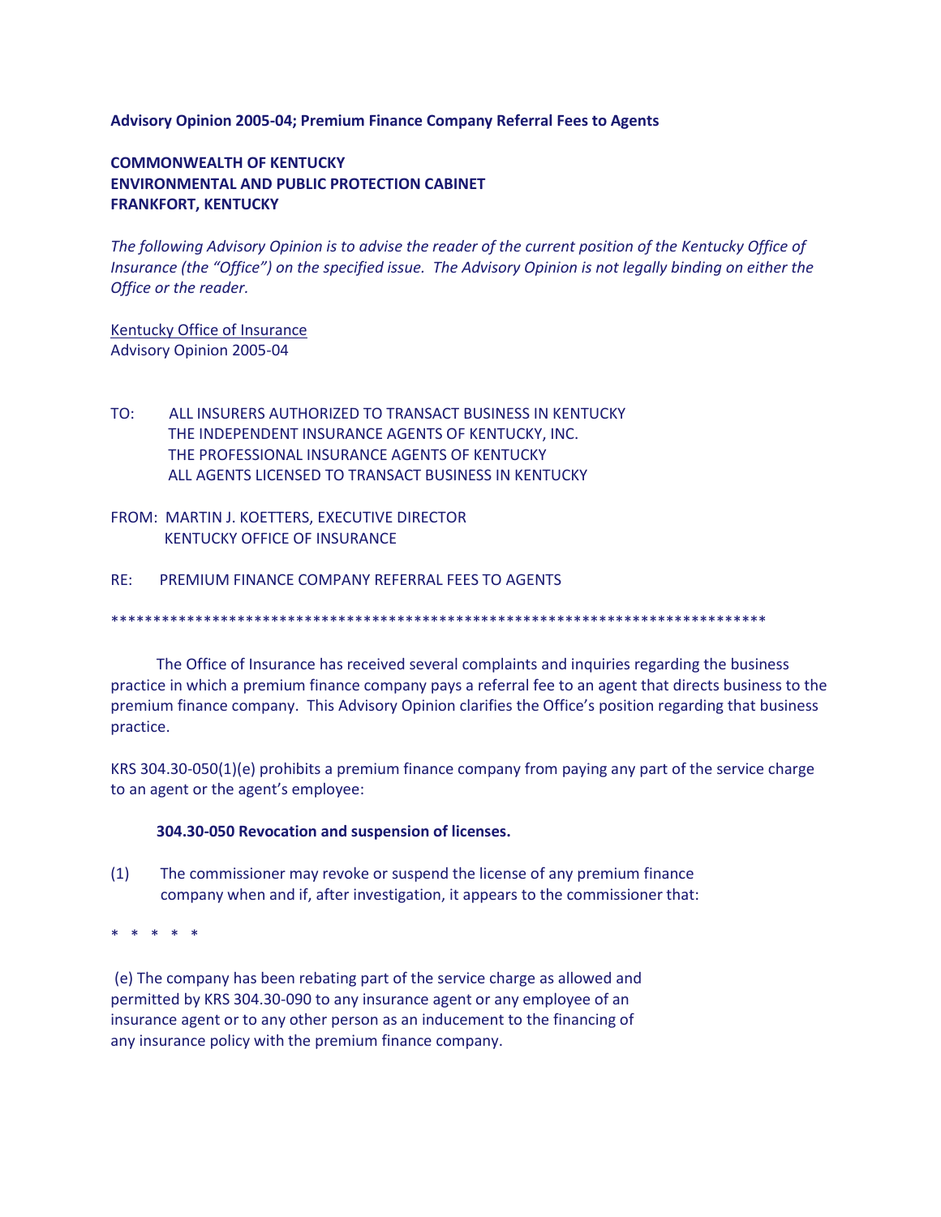**Advisory Opinion 2005-04; Premium Finance Company Referral Fees to Agents**

**COMMONWEALTH OF KENTUCKY**
**ENVIRONMENTAL AND PUBLIC PROTECTION CABINET**
**FRANKFORT, KENTUCKY**

*The following Advisory Opinion is to advise the reader of the current position of the Kentucky Office of Insurance (the "Office") on the specified issue. The Advisory Opinion is not legally binding on either the Office or the reader.*

Kentucky Office of Insurance
Advisory Opinion 2005-04

TO: ALL INSURERS AUTHORIZED TO TRANSACT BUSINESS IN KENTUCKY
THE INDEPENDENT INSURANCE AGENTS OF KENTUCKY, INC.
THE PROFESSIONAL INSURANCE AGENTS OF KENTUCKY
ALL AGENTS LICENSED TO TRANSACT BUSINESS IN KENTUCKY

FROM: MARTIN J. KOETTERS, EXECUTIVE DIRECTOR
KENTUCKY OFFICE OF INSURANCE

RE: PREMIUM FINANCE COMPANY REFERRAL FEES TO AGENTS

\*\*\*\*\*\*\*\*\*\*\*\*\*\*\*\*\*\*\*\*\*\*\*\*\*\*\*\*\*\*\*\*\*\*\*\*\*\*\*\*\*\*\*\*\*\*\*\*\*\*\*\*\*\*\*\*\*\*\*\*\*\*\*\*\*\*\*\*\*\*\*\*\*\*\*\*\*\*\*\*\*

The Office of Insurance has received several complaints and inquiries regarding the business practice in which a premium finance company pays a referral fee to an agent that directs business to the premium finance company. This Advisory Opinion clarifies the Office's position regarding that business practice.

KRS 304.30-050(1)(e) prohibits a premium finance company from paying any part of the service charge to an agent or the agent's employee:

**304.30-050 Revocation and suspension of licenses.**

(1) The commissioner may revoke or suspend the license of any premium finance company when and if, after investigation, it appears to the commissioner that:

\* \* \* \* \*

(e) The company has been rebating part of the service charge as allowed and permitted by KRS 304.30-090 to any insurance agent or any employee of an insurance agent or to any other person as an inducement to the financing of any insurance policy with the premium finance company.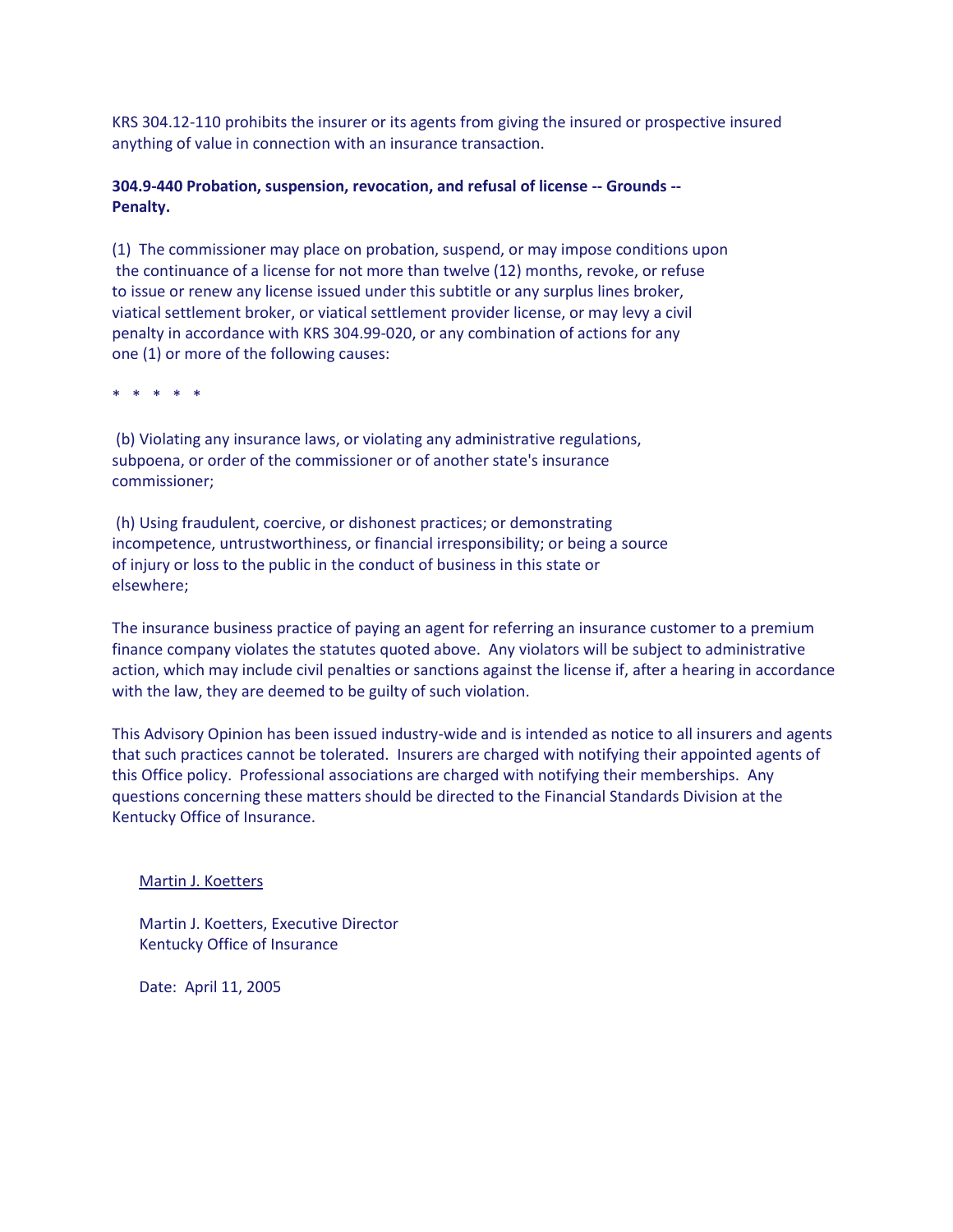KRS 304.12-110 prohibits the insurer or its agents from giving the insured or prospective insured anything of value in connection with an insurance transaction.

**304.9-440 Probation, suspension, revocation, and refusal of license -- Grounds -- Penalty.**

(1) The commissioner may place on probation, suspend, or may impose conditions upon the continuance of a license for not more than twelve (12) months, revoke, or refuse to issue or renew any license issued under this subtitle or any surplus lines broker, viatical settlement broker, or viatical settlement provider license, or may levy a civil penalty in accordance with KRS 304.99-020, or any combination of actions for any one (1) or more of the following causes:

\* \* \* \* \*

(b) Violating any insurance laws, or violating any administrative regulations, subpoena, or order of the commissioner or of another state's insurance commissioner;

(h) Using fraudulent, coercive, or dishonest practices; or demonstrating incompetence, untrustworthiness, or financial irresponsibility; or being a source of injury or loss to the public in the conduct of business in this state or elsewhere;

The insurance business practice of paying an agent for referring an insurance customer to a premium finance company violates the statutes quoted above. Any violators will be subject to administrative action, which may include civil penalties or sanctions against the license if, after a hearing in accordance with the law, they are deemed to be guilty of such violation.

This Advisory Opinion has been issued industry-wide and is intended as notice to all insurers and agents that such practices cannot be tolerated. Insurers are charged with notifying their appointed agents of this Office policy. Professional associations are charged with notifying their memberships. Any questions concerning these matters should be directed to the Financial Standards Division at the Kentucky Office of Insurance.

Martin J. Koetters

Martin J. Koetters, Executive Director
Kentucky Office of Insurance

Date: April 11, 2005